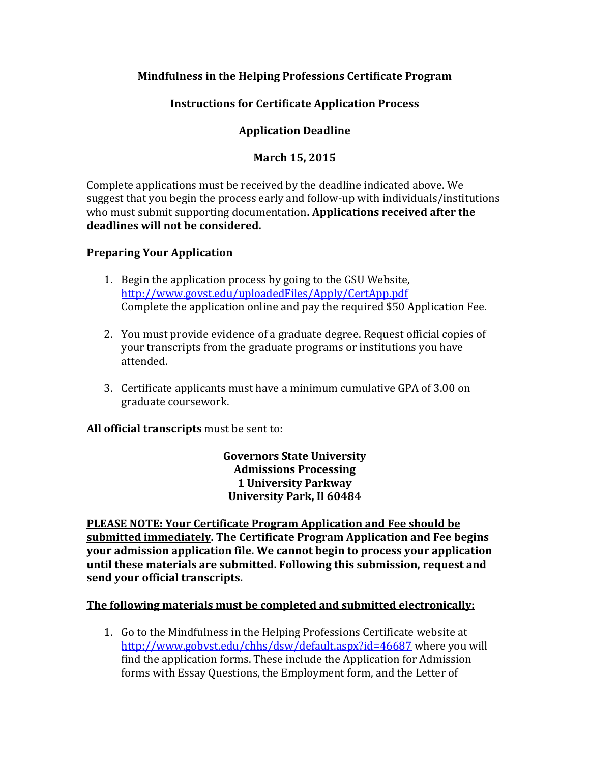**Mindfulness in the Helping Professions Certificate Program**

**Instructions for Certificate Application Process**

**Application Deadline**

**March 15, 2015**

Complete applications must be received by the deadline indicated above. We suggest that you begin the process early and follow-up with individuals/institutions who must submit supporting documentation**. Applications received after the deadlines will not be considered.**

**Preparing Your Application**

1. Begin the application process by going to the GSU Website, [http://www.govst.edu/uploadedFiles/Apply/CertApp.pdf](http://www.govst.edu/uploadedFiles/Apply/CertApp.pdf) Complete the application online and pay the required $50 Application Fee.

2. You must provide evidence of a graduate degree. Request official copies of your transcripts from the graduate programs or institutions you have attended.

3. Certificate applicants must have a minimum cumulative GPA of 3.00 on graduate coursework.

**All official transcripts** must be sent to:

**Governors State University**
**Admissions Processing**
**1 University Parkway**
**University Park, Il 60484**

**PLEASE NOTE: Your Certificate Program Application and Fee should be submitted immediately. The Certificate Program Application and Fee begins your admission application file. We cannot begin to process your application until these materials are submitted. Following this submission, request and send your official transcripts.**

**The following materials must be completed and submitted electronically:**

1. Go to the Mindfulness in the Helping Professions Certificate website at [http://www.gobvst.edu/chhs/dsw/default.aspx?id=46687](http://www.gobvst.edu/chhs/dsw/default.aspx?id=46687) where you will find the application forms. These include the Application for Admission forms with Essay Questions, the Employment form, and the Letter of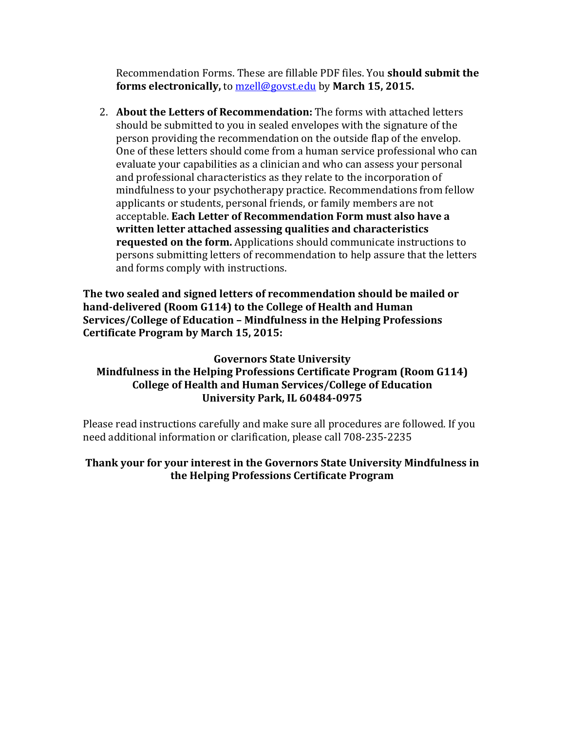Recommendation Forms. These are fillable PDF files. You **should submit the forms electronically,** to mzell@govst.edu by **March 15, 2015.**

2. **About the Letters of Recommendation:** The forms with attached letters should be submitted to you in sealed envelopes with the signature of the person providing the recommendation on the outside flap of the envelop. One of these letters should come from a human service professional who can evaluate your capabilities as a clinician and who can assess your personal and professional characteristics as they relate to the incorporation of mindfulness to your psychotherapy practice. Recommendations from fellow applicants or students, personal friends, or family members are not acceptable. **Each Letter of Recommendation Form must also have a written letter attached assessing qualities and characteristics requested on the form.** Applications should communicate instructions to persons submitting letters of recommendation to help assure that the letters and forms comply with instructions.

**The two sealed and signed letters of recommendation should be mailed or hand-delivered (Room G114) to the College of Health and Human Services/College of Education – Mindfulness in the Helping Professions Certificate Program by March 15, 2015:**

**Governors State University**
**Mindfulness in the Helping Professions Certificate Program (Room G114)**
**College of Health and Human Services/College of Education**
**University Park, IL 60484-0975**

Please read instructions carefully and make sure all procedures are followed. If you need additional information or clarification, please call 708-235-2235

**Thank your for your interest in the Governors State University Mindfulness in the Helping Professions Certificate Program**